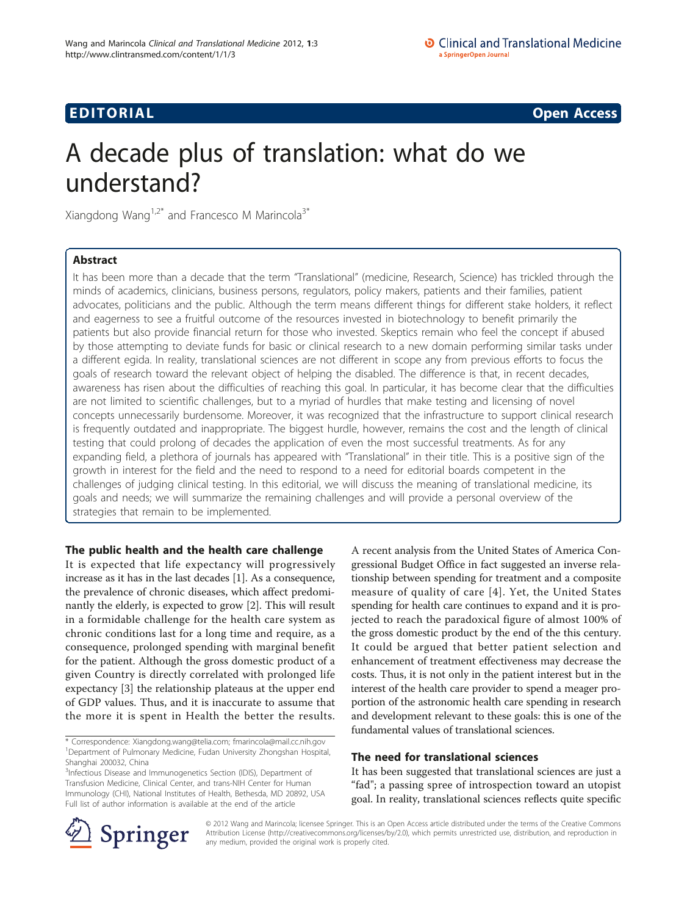EDITORIAL **Open Access**

# A decade plus of translation: what do we understand?

Xiangdong Wang[1,2*] and Francesco M Marincola[3*]

## Abstract

It has been more than a decade that the term "Translational" (medicine, Research, Science) has trickled through the minds of academics, clinicians, business persons, regulators, policy makers, patients and their families, patient advocates, politicians and the public. Although the term means different things for different stake holders, it reflect and eagerness to see a fruitful outcome of the resources invested in biotechnology to benefit primarily the patients but also provide financial return for those who invested. Skeptics remain who feel the concept if abused by those attempting to deviate funds for basic or clinical research to a new domain performing similar tasks under a different egida. In reality, translational sciences are not different in scope any from previous efforts to focus the goals of research toward the relevant object of helping the disabled. The difference is that, in recent decades, awareness has risen about the difficulties of reaching this goal. In particular, it has become clear that the difficulties are not limited to scientific challenges, but to a myriad of hurdles that make testing and licensing of novel concepts unnecessarily burdensome. Moreover, it was recognized that the infrastructure to support clinical research is frequently outdated and inappropriate. The biggest hurdle, however, remains the cost and the length of clinical testing that could prolong of decades the application of even the most successful treatments. As for any expanding field, a plethora of journals has appeared with "Translational" in their title. This is a positive sign of the growth in interest for the field and the need to respond to a need for editorial boards competent in the challenges of judging clinical testing. In this editorial, we will discuss the meaning of translational medicine, its goals and needs; we will summarize the remaining challenges and will provide a personal overview of the strategies that remain to be implemented.

## The public health and the health care challenge

It is expected that life expectancy will progressively increase as it has in the last decades [1]. As a consequence, the prevalence of chronic diseases, which affect predominantly the elderly, is expected to grow [2]. This will result in a formidable challenge for the health care system as chronic conditions last for a long time and require, as a consequence, prolonged spending with marginal benefit for the patient. Although the gross domestic product of a given Country is directly correlated with prolonged life expectancy [3] the relationship plateaus at the upper end of GDP values. Thus, and it is inaccurate to assume that the more it is spent in Health the better the results. A recent analysis from the United States of America Congressional Budget Office in fact suggested an inverse relationship between spending for treatment and a composite measure of quality of care [4]. Yet, the United States spending for health care continues to expand and it is projected to reach the paradoxical figure of almost 100% of the gross domestic product by the end of the this century. It could be argued that better patient selection and enhancement of treatment effectiveness may decrease the costs. Thus, it is not only in the patient interest but in the interest of the health care provider to spend a meager proportion of the astronomic health care spending in research and development relevant to these goals: this is one of the fundamental values of translational sciences.

## The need for translational sciences

It has been suggested that translational sciences are just a "fad"; a passing spree of introspection toward an utopist goal. In reality, translational sciences reflects quite specific

\* Correspondence: Xiangdong.wang@telia.com; fmarincola@mail.cc.nih.gov
[1]Department of Pulmonary Medicine, Fudan University Zhongshan Hospital, Shanghai 200032, China
[3]Infectious Disease and Immunogenetics Section (IDIS), Department of Transfusion Medicine, Clinical Center, and trans-NIH Center for Human Immunology (CHI), National Institutes of Health, Bethesda, MD 20892, USA
Full list of author information is available at the end of the article

© 2012 Wang and Marincola; licensee Springer. This is an Open Access article distributed under the terms of the Creative Commons Attribution License (http://creativecommons.org/licenses/by/2.0), which permits unrestricted use, distribution, and reproduction in any medium, provided the original work is properly cited.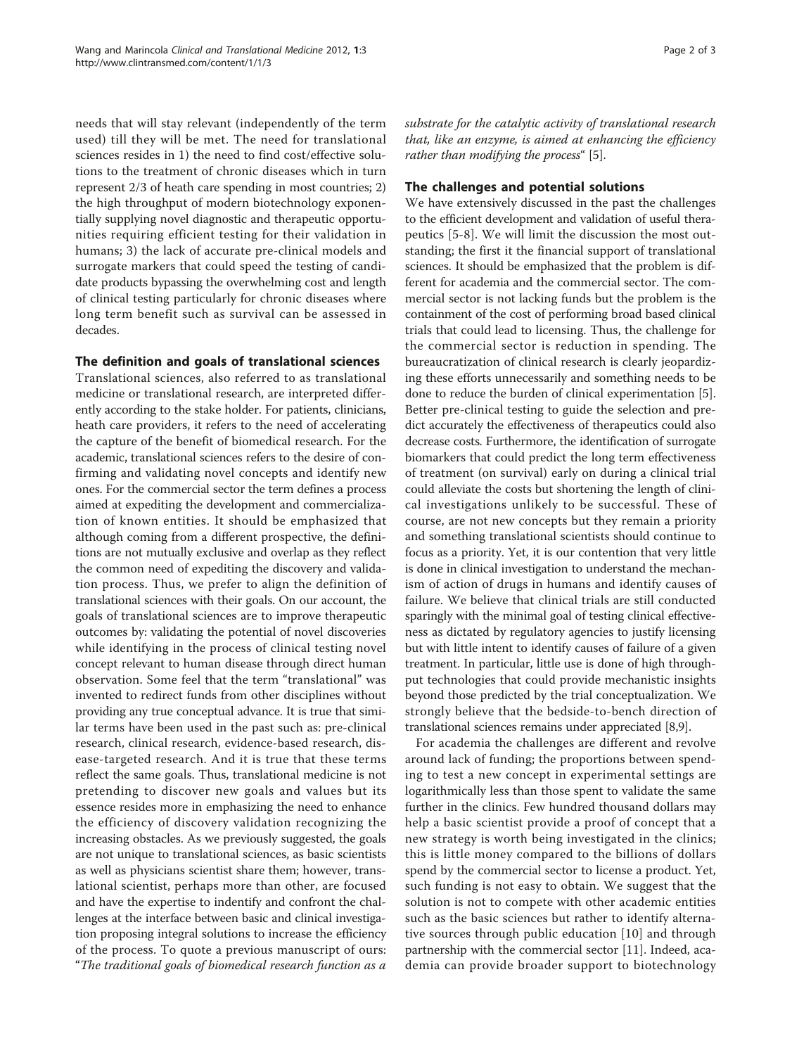needs that will stay relevant (independently of the term used) till they will be met. The need for translational sciences resides in 1) the need to find cost/effective solutions to the treatment of chronic diseases which in turn represent 2/3 of heath care spending in most countries; 2) the high throughput of modern biotechnology exponentially supplying novel diagnostic and therapeutic opportunities requiring efficient testing for their validation in humans; 3) the lack of accurate pre-clinical models and surrogate markers that could speed the testing of candidate products bypassing the overwhelming cost and length of clinical testing particularly for chronic diseases where long term benefit such as survival can be assessed in decades.

## The definition and goals of translational sciences

Translational sciences, also referred to as translational medicine or translational research, are interpreted differently according to the stake holder. For patients, clinicians, heath care providers, it refers to the need of accelerating the capture of the benefit of biomedical research. For the academic, translational sciences refers to the desire of confirming and validating novel concepts and identify new ones. For the commercial sector the term defines a process aimed at expediting the development and commercialization of known entities. It should be emphasized that although coming from a different prospective, the definitions are not mutually exclusive and overlap as they reflect the common need of expediting the discovery and validation process. Thus, we prefer to align the definition of translational sciences with their goals. On our account, the goals of translational sciences are to improve therapeutic outcomes by: validating the potential of novel discoveries while identifying in the process of clinical testing novel concept relevant to human disease through direct human observation. Some feel that the term "translational" was invented to redirect funds from other disciplines without providing any true conceptual advance. It is true that similar terms have been used in the past such as: pre-clinical research, clinical research, evidence-based research, disease-targeted research. And it is true that these terms reflect the same goals. Thus, translational medicine is not pretending to discover new goals and values but its essence resides more in emphasizing the need to enhance the efficiency of discovery validation recognizing the increasing obstacles. As we previously suggested, the goals are not unique to translational sciences, as basic scientists as well as physicians scientist share them; however, translational scientist, perhaps more than other, are focused and have the expertise to indentify and confront the challenges at the interface between basic and clinical investigation proposing integral solutions to increase the efficiency of the process. To quote a previous manuscript of ours: "*The traditional goals of biomedical research function as a substrate for the catalytic activity of translational research that, like an enzyme, is aimed at enhancing the efficiency rather than modifying the process*" [5].

## The challenges and potential solutions

We have extensively discussed in the past the challenges to the efficient development and validation of useful therapeutics [5-8]. We will limit the discussion the most outstanding; the first it the financial support of translational sciences. It should be emphasized that the problem is different for academia and the commercial sector. The commercial sector is not lacking funds but the problem is the containment of the cost of performing broad based clinical trials that could lead to licensing. Thus, the challenge for the commercial sector is reduction in spending. The bureaucratization of clinical research is clearly jeopardizing these efforts unnecessarily and something needs to be done to reduce the burden of clinical experimentation [5]. Better pre-clinical testing to guide the selection and predict accurately the effectiveness of therapeutics could also decrease costs. Furthermore, the identification of surrogate biomarkers that could predict the long term effectiveness of treatment (on survival) early on during a clinical trial could alleviate the costs but shortening the length of clinical investigations unlikely to be successful. These of course, are not new concepts but they remain a priority and something translational scientists should continue to focus as a priority. Yet, it is our contention that very little is done in clinical investigation to understand the mechanism of action of drugs in humans and identify causes of failure. We believe that clinical trials are still conducted sparingly with the minimal goal of testing clinical effectiveness as dictated by regulatory agencies to justify licensing but with little intent to identify causes of failure of a given treatment. In particular, little use is done of high throughput technologies that could provide mechanistic insights beyond those predicted by the trial conceptualization. We strongly believe that the bedside-to-bench direction of translational sciences remains under appreciated [8,9].

For academia the challenges are different and revolve around lack of funding; the proportions between spending to test a new concept in experimental settings are logarithmically less than those spent to validate the same further in the clinics. Few hundred thousand dollars may help a basic scientist provide a proof of concept that a new strategy is worth being investigated in the clinics; this is little money compared to the billions of dollars spend by the commercial sector to license a product. Yet, such funding is not easy to obtain. We suggest that the solution is not to compete with other academic entities such as the basic sciences but rather to identify alternative sources through public education [10] and through partnership with the commercial sector [11]. Indeed, academia can provide broader support to biotechnology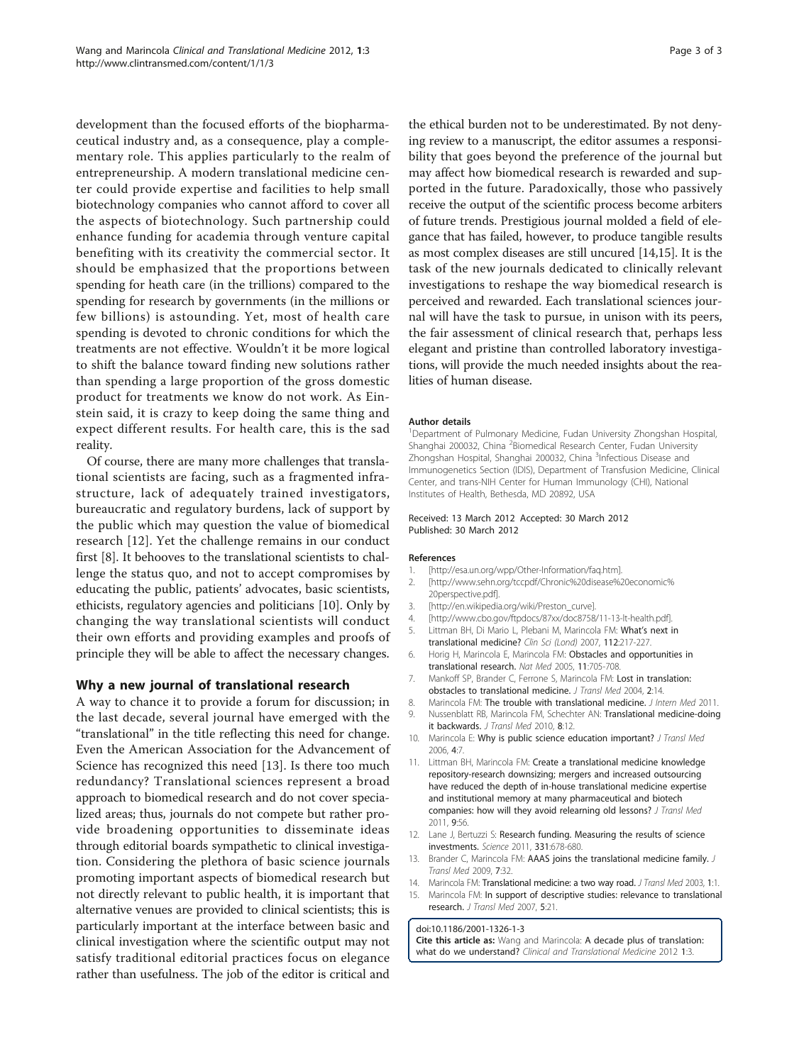development than the focused efforts of the biopharmaceutical industry and, as a consequence, play a complementary role. This applies particularly to the realm of entrepreneurship. A modern translational medicine center could provide expertise and facilities to help small biotechnology companies who cannot afford to cover all the aspects of biotechnology. Such partnership could enhance funding for academia through venture capital benefiting with its creativity the commercial sector. It should be emphasized that the proportions between spending for heath care (in the trillions) compared to the spending for research by governments (in the millions or few billions) is astounding. Yet, most of health care spending is devoted to chronic conditions for which the treatments are not effective. Wouldn't it be more logical to shift the balance toward finding new solutions rather than spending a large proportion of the gross domestic product for treatments we know do not work. As Einstein said, it is crazy to keep doing the same thing and expect different results. For health care, this is the sad reality.

Of course, there are many more challenges that translational scientists are facing, such as a fragmented infrastructure, lack of adequately trained investigators, bureaucratic and regulatory burdens, lack of support by the public which may question the value of biomedical research [12]. Yet the challenge remains in our conduct first [8]. It behooves to the translational scientists to challenge the status quo, and not to accept compromises by educating the public, patients' advocates, basic scientists, ethicists, regulatory agencies and politicians [10]. Only by changing the way translational scientists will conduct their own efforts and providing examples and proofs of principle they will be able to affect the necessary changes.

## Why a new journal of translational research

A way to chance it to provide a forum for discussion; in the last decade, several journal have emerged with the "translational" in the title reflecting this need for change. Even the American Association for the Advancement of Science has recognized this need [13]. Is there too much redundancy? Translational sciences represent a broad approach to biomedical research and do not cover specialized areas; thus, journals do not compete but rather provide broadening opportunities to disseminate ideas through editorial boards sympathetic to clinical investigation. Considering the plethora of basic science journals promoting important aspects of biomedical research but not directly relevant to public health, it is important that alternative venues are provided to clinical scientists; this is particularly important at the interface between basic and clinical investigation where the scientific output may not satisfy traditional editorial practices focus on elegance rather than usefulness. The job of the editor is critical and the ethical burden not to be underestimated. By not denying review to a manuscript, the editor assumes a responsibility that goes beyond the preference of the journal but may affect how biomedical research is rewarded and supported in the future. Paradoxically, those who passively receive the output of the scientific process become arbiters of future trends. Prestigious journal molded a field of elegance that has failed, however, to produce tangible results as most complex diseases are still uncured [14,15]. It is the task of the new journals dedicated to clinically relevant investigations to reshape the way biomedical research is perceived and rewarded. Each translational sciences journal will have the task to pursue, in unison with its peers, the fair assessment of clinical research that, perhaps less elegant and pristine than controlled laboratory investigations, will provide the much needed insights about the realities of human disease.

#### Author details

[1]Department of Pulmonary Medicine, Fudan University Zhongshan Hospital, Shanghai 200032, China [2]Biomedical Research Center, Fudan University Zhongshan Hospital, Shanghai 200032, China [3]Infectious Disease and Immunogenetics Section (IDIS), Department of Transfusion Medicine, Clinical Center, and trans-NIH Center for Human Immunology (CHI), National Institutes of Health, Bethesda, MD 20892, USA

Received: 13 March 2012 Accepted: 30 March 2012
Published: 30 March 2012

#### References

1. [http://esa.un.org/wpp/Other-Information/faq.htm].
2. [http://www.sehn.org/tccpdf/Chronic%20disease%20economic%20perspective.pdf].
3. [http://en.wikipedia.org/wiki/Preston_curve].
4. [http://www.cbo.gov/ftpdocs/87xx/doc8758/11-13-lt-health.pdf].
5. Littman BH, Di Mario L, Plebani M, Marincola FM: **What's next in translational medicine?** *Clin Sci (Lond)* 2007, **112**:217-227.
6. Horig H, Marincola E, Marincola FM: **Obstacles and opportunities in translational research.** *Nat Med* 2005, **11**:705-708.
7. Mankoff SP, Brander C, Ferrone S, Marincola FM: **Lost in translation: obstacles to translational medicine.** *J Transl Med* 2004, **2**:14.
8. Marincola FM: **The trouble with translational medicine.** *J Intern Med* 2011.
9. Nussenblatt RB, Marincola FM, Schechter AN: **Translational medicine-doing it backwards.** *J Transl Med* 2010, **8**:12.
10. Marincola E: **Why is public science education important?** *J Transl Med* 2006, **4**:7.
11. Littman BH, Marincola FM: **Create a translational medicine knowledge repository-research downsizing; mergers and increased outsourcing have reduced the depth of in-house translational medicine expertise and institutional memory at many pharmaceutical and biotech companies: how will they avoid relearning old lessons?** *J Transl Med* 2011, **9**:56.
12. Lane J, Bertuzzi S: **Research funding. Measuring the results of science investments.** *Science* 2011, **331**:678-680.
13. Brander C, Marincola FM: **AAAS joins the translational medicine family.** *J Transl Med* 2009, **7**:32.
14. Marincola FM: **Translational medicine: a two way road.** *J Transl Med* 2003, **1**:1.
15. Marincola FM: **In support of descriptive studies: relevance to translational research.** *J Transl Med* 2007, **5**:21.

doi:10.1186/2001-1326-1-3
**Cite this article as:** Wang and Marincola: A decade plus of translation: what do we understand? *Clinical and Translational Medicine* 2012 **1**:3.